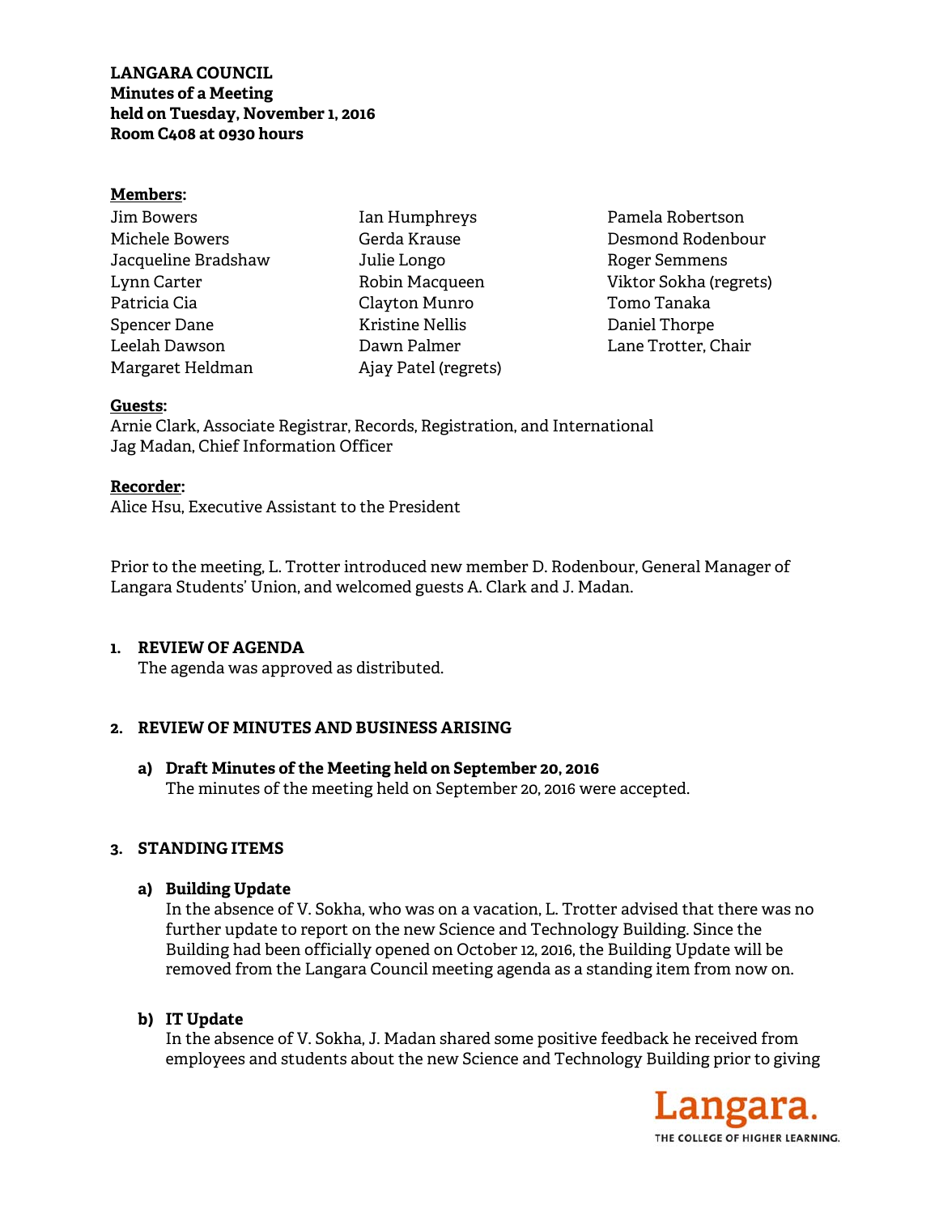**LANGARA COUNCIL**
**Minutes of a Meeting**
**held on Tuesday, November 1, 2016**
**Room C408 at 0930 hours**

**Members:**

Jim Bowers
Michele Bowers
Jacqueline Bradshaw
Lynn Carter
Patricia Cia
Spencer Dane
Leelah Dawson
Margaret Heldman
Ian Humphreys
Gerda Krause
Julie Longo
Robin Macqueen
Clayton Munro
Kristine Nellis
Dawn Palmer
Ajay Patel (regrets)
Pamela Robertson
Desmond Rodenbour
Roger Semmens
Viktor Sokha (regrets)
Tomo Tanaka
Daniel Thorpe
Lane Trotter, Chair

**Guests:**
Arnie Clark, Associate Registrar, Records, Registration, and International
Jag Madan, Chief Information Officer

**Recorder:**
Alice Hsu, Executive Assistant to the President

Prior to the meeting, L. Trotter introduced new member D. Rodenbour, General Manager of Langara Students' Union, and welcomed guests A. Clark and J. Madan.

## 1. REVIEW OF AGENDA

The agenda was approved as distributed.

## 2. REVIEW OF MINUTES AND BUSINESS ARISING

### a) Draft Minutes of the Meeting held on September 20, 2016

The minutes of the meeting held on September 20, 2016 were accepted.

## 3. STANDING ITEMS

### a) Building Update

In the absence of V. Sokha, who was on a vacation, L. Trotter advised that there was no further update to report on the new Science and Technology Building. Since the Building had been officially opened on October 12, 2016, the Building Update will be removed from the Langara Council meeting agenda as a standing item from now on.

### b) IT Update

In the absence of V. Sokha, J. Madan shared some positive feedback he received from employees and students about the new Science and Technology Building prior to giving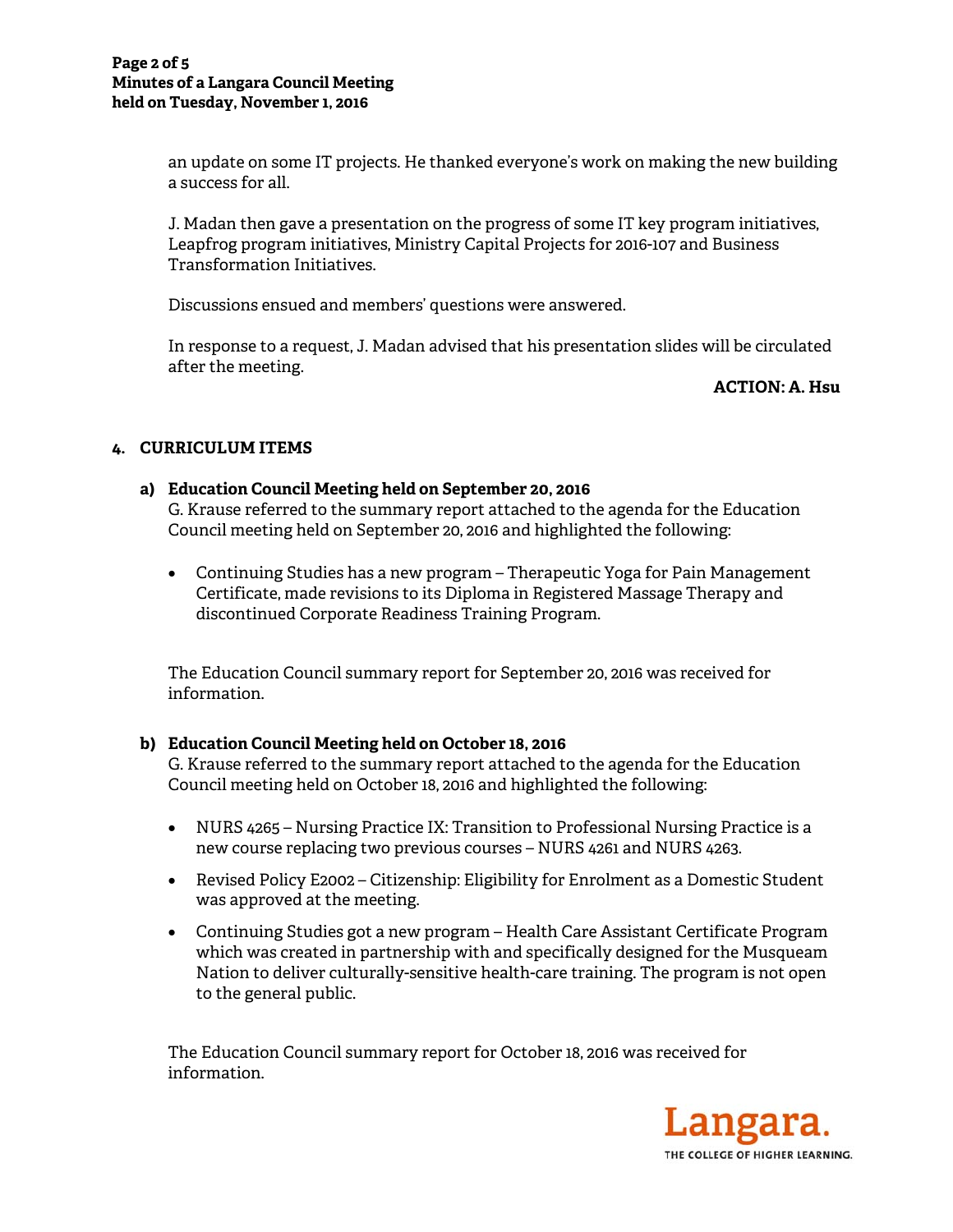an update on some IT projects. He thanked everyone's work on making the new building a success for all.

J. Madan then gave a presentation on the progress of some IT key program initiatives, Leapfrog program initiatives, Ministry Capital Projects for 2016-107 and Business Transformation Initiatives.

Discussions ensued and members' questions were answered.

In response to a request, J. Madan advised that his presentation slides will be circulated after the meeting.

**ACTION: A. Hsu**

## 4. CURRICULUM ITEMS

### a) Education Council Meeting held on September 20, 2016

G. Krause referred to the summary report attached to the agenda for the Education Council meeting held on September 20, 2016 and highlighted the following:

- Continuing Studies has a new program – Therapeutic Yoga for Pain Management Certificate, made revisions to its Diploma in Registered Massage Therapy and discontinued Corporate Readiness Training Program.

The Education Council summary report for September 20, 2016 was received for information.

### b) Education Council Meeting held on October 18, 2016

G. Krause referred to the summary report attached to the agenda for the Education Council meeting held on October 18, 2016 and highlighted the following:

- NURS 4265 – Nursing Practice IX: Transition to Professional Nursing Practice is a new course replacing two previous courses – NURS 4261 and NURS 4263.
- Revised Policy E2002 – Citizenship: Eligibility for Enrolment as a Domestic Student was approved at the meeting.
- Continuing Studies got a new program – Health Care Assistant Certificate Program which was created in partnership with and specifically designed for the Musqueam Nation to deliver culturally-sensitive health-care training. The program is not open to the general public.

The Education Council summary report for October 18, 2016 was received for information.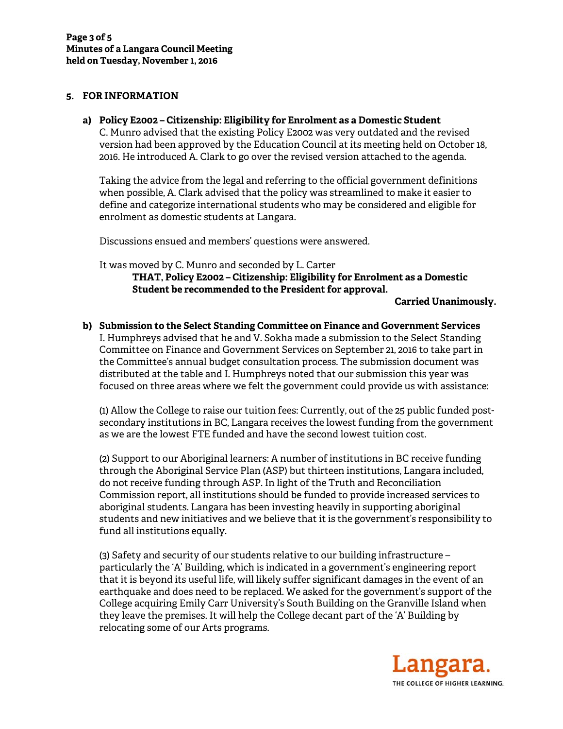## 5. FOR INFORMATION

### a) Policy E2002 – Citizenship: Eligibility for Enrolment as a Domestic Student

C. Munro advised that the existing Policy E2002 was very outdated and the revised version had been approved by the Education Council at its meeting held on October 18, 2016. He introduced A. Clark to go over the revised version attached to the agenda.

Taking the advice from the legal and referring to the official government definitions when possible, A. Clark advised that the policy was streamlined to make it easier to define and categorize international students who may be considered and eligible for enrolment as domestic students at Langara.

Discussions ensued and members' questions were answered.

It was moved by C. Munro and seconded by L. Carter

**THAT, Policy E2002 – Citizenship: Eligibility for Enrolment as a Domestic Student be recommended to the President for approval.**

**Carried Unanimously.**

### b) Submission to the Select Standing Committee on Finance and Government Services

I. Humphreys advised that he and V. Sokha made a submission to the Select Standing Committee on Finance and Government Services on September 21, 2016 to take part in the Committee's annual budget consultation process. The submission document was distributed at the table and I. Humphreys noted that our submission this year was focused on three areas where we felt the government could provide us with assistance:

(1) Allow the College to raise our tuition fees: Currently, out of the 25 public funded post-secondary institutions in BC, Langara receives the lowest funding from the government as we are the lowest FTE funded and have the second lowest tuition cost.

(2) Support to our Aboriginal learners: A number of institutions in BC receive funding through the Aboriginal Service Plan (ASP) but thirteen institutions, Langara included, do not receive funding through ASP. In light of the Truth and Reconciliation Commission report, all institutions should be funded to provide increased services to aboriginal students. Langara has been investing heavily in supporting aboriginal students and new initiatives and we believe that it is the government's responsibility to fund all institutions equally.

(3) Safety and security of our students relative to our building infrastructure – particularly the 'A' Building, which is indicated in a government's engineering report that it is beyond its useful life, will likely suffer significant damages in the event of an earthquake and does need to be replaced. We asked for the government's support of the College acquiring Emily Carr University's South Building on the Granville Island when they leave the premises. It will help the College decant part of the 'A' Building by relocating some of our Arts programs.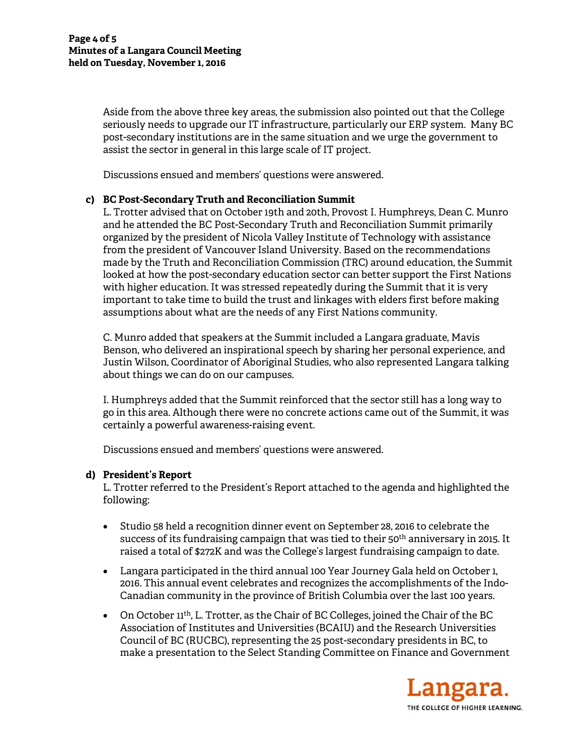Aside from the above three key areas, the submission also pointed out that the College seriously needs to upgrade our IT infrastructure, particularly our ERP system. Many BC post-secondary institutions are in the same situation and we urge the government to assist the sector in general in this large scale of IT project.

Discussions ensued and members' questions were answered.

**c) BC Post-Secondary Truth and Reconciliation Summit**

L. Trotter advised that on October 19th and 20th, Provost I. Humphreys, Dean C. Munro and he attended the BC Post-Secondary Truth and Reconciliation Summit primarily organized by the president of Nicola Valley Institute of Technology with assistance from the president of Vancouver Island University. Based on the recommendations made by the Truth and Reconciliation Commission (TRC) around education, the Summit looked at how the post-secondary education sector can better support the First Nations with higher education. It was stressed repeatedly during the Summit that it is very important to take time to build the trust and linkages with elders first before making assumptions about what are the needs of any First Nations community.

C. Munro added that speakers at the Summit included a Langara graduate, Mavis Benson, who delivered an inspirational speech by sharing her personal experience, and Justin Wilson, Coordinator of Aboriginal Studies, who also represented Langara talking about things we can do on our campuses.

I. Humphreys added that the Summit reinforced that the sector still has a long way to go in this area. Although there were no concrete actions came out of the Summit, it was certainly a powerful awareness-raising event.

Discussions ensued and members' questions were answered.

**d) President's Report**

L. Trotter referred to the President's Report attached to the agenda and highlighted the following:

- Studio 58 held a recognition dinner event on September 28, 2016 to celebrate the success of its fundraising campaign that was tied to their 50th anniversary in 2015. It raised a total of $272K and was the College's largest fundraising campaign to date.
- Langara participated in the third annual 100 Year Journey Gala held on October 1, 2016. This annual event celebrates and recognizes the accomplishments of the Indo-Canadian community in the province of British Columbia over the last 100 years.
- On October 11th, L. Trotter, as the Chair of BC Colleges, joined the Chair of the BC Association of Institutes and Universities (BCAIU) and the Research Universities Council of BC (RUCBC), representing the 25 post-secondary presidents in BC, to make a presentation to the Select Standing Committee on Finance and Government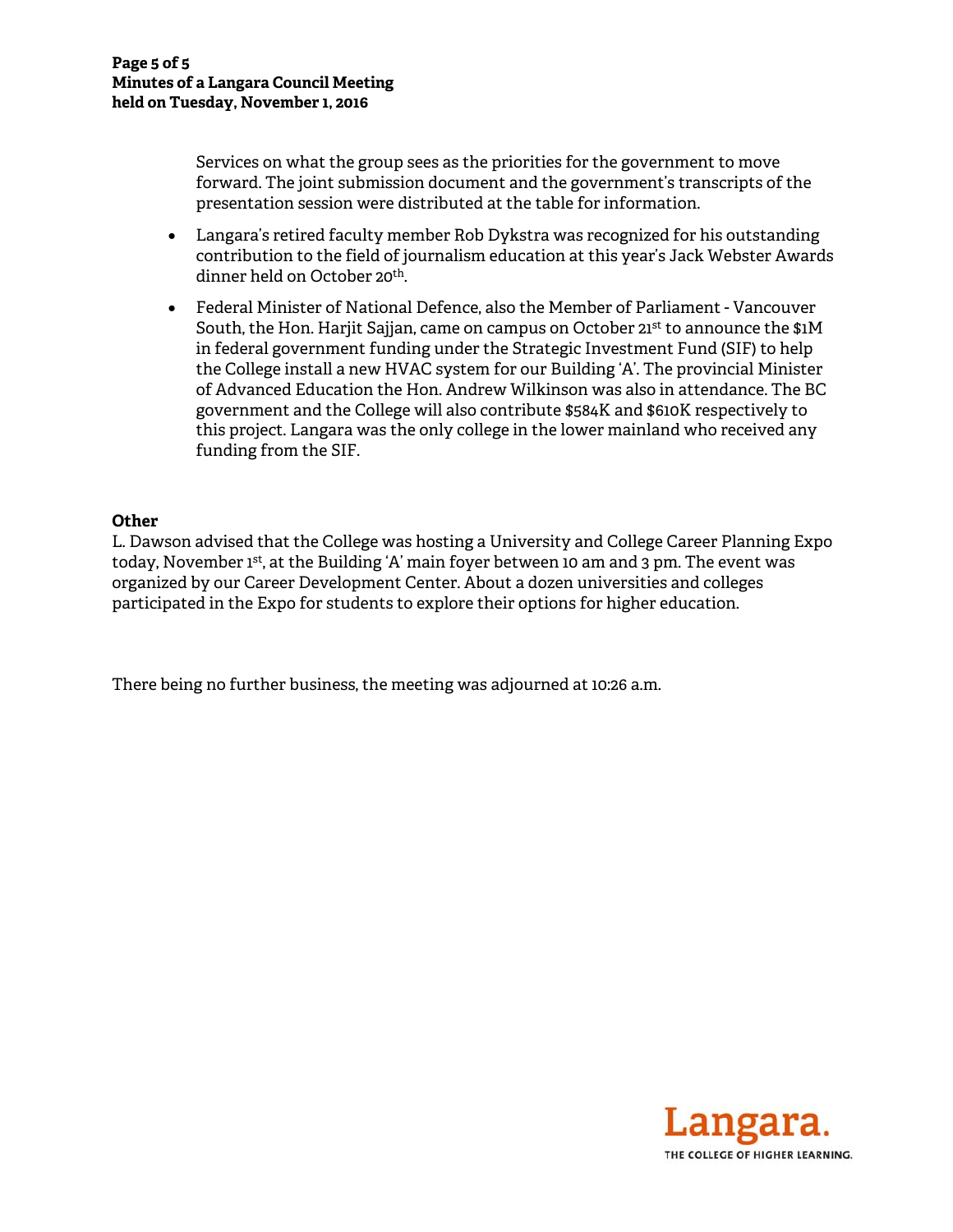Services on what the group sees as the priorities for the government to move forward. The joint submission document and the government's transcripts of the presentation session were distributed at the table for information.

- Langara's retired faculty member Rob Dykstra was recognized for his outstanding contribution to the field of journalism education at this year's Jack Webster Awards dinner held on October 20th.
- Federal Minister of National Defence, also the Member of Parliament - Vancouver South, the Hon. Harjit Sajjan, came on campus on October 21st to announce the $1M in federal government funding under the Strategic Investment Fund (SIF) to help the College install a new HVAC system for our Building 'A'. The provincial Minister of Advanced Education the Hon. Andrew Wilkinson was also in attendance. The BC government and the College will also contribute $584K and $610K respectively to this project. Langara was the only college in the lower mainland who received any funding from the SIF.

**Other**

L. Dawson advised that the College was hosting a University and College Career Planning Expo today, November 1st, at the Building 'A' main foyer between 10 am and 3 pm. The event was organized by our Career Development Center. About a dozen universities and colleges participated in the Expo for students to explore their options for higher education.

There being no further business, the meeting was adjourned at 10:26 a.m.